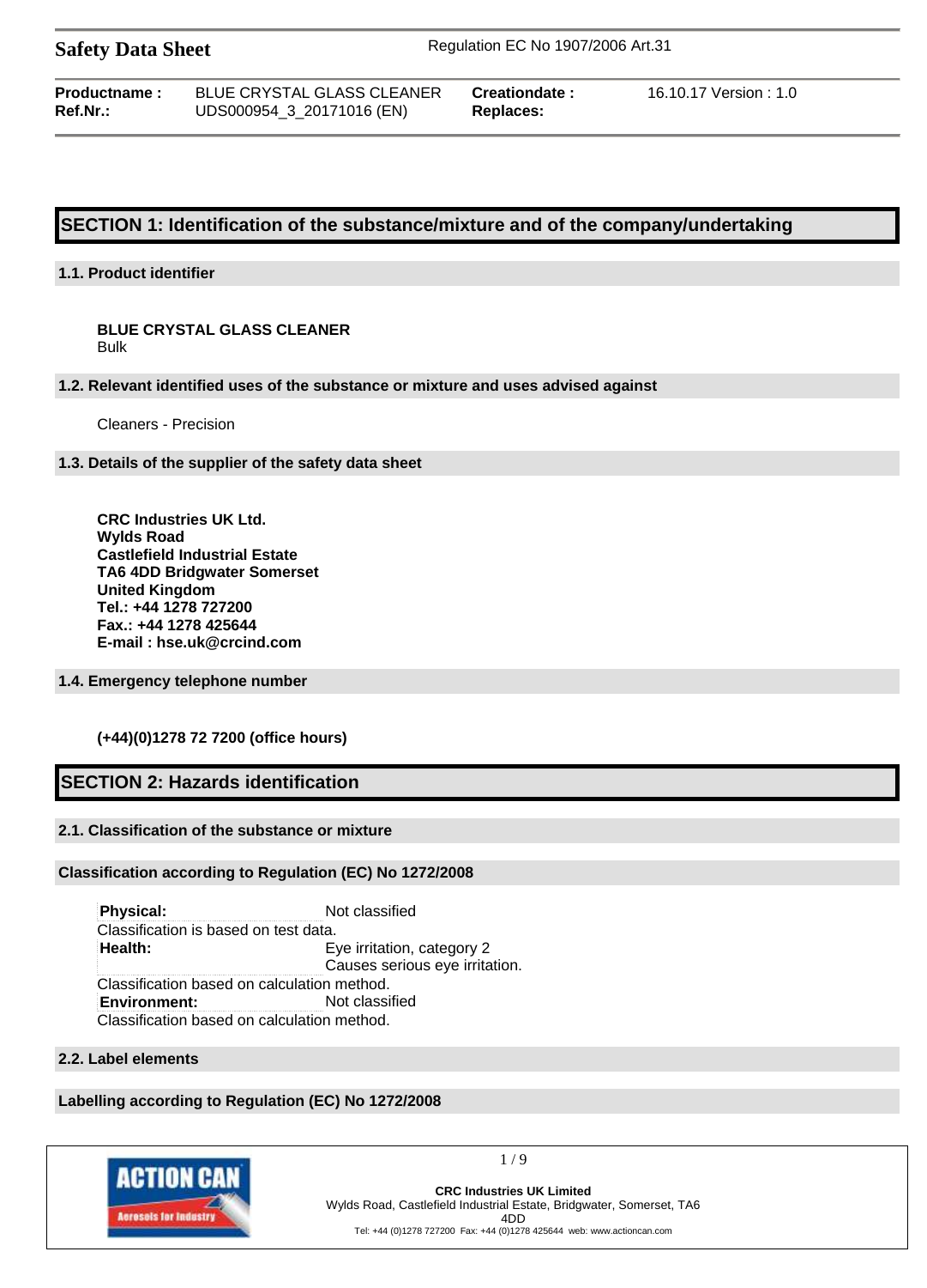# Safety Data Sheet

Regulation EC No 1907/2006 Art.31

| | | | |
|---|---|---|---|
| **Productname :** | BLUE CRYSTAL GLASS CLEANER | **Creationdate :** | 16.10.17 Version : 1.0 |
| **Ref.Nr.:** | UDS000954_3_20171016 (EN) | **Replaces:** | |

## SECTION 1: Identification of the substance/mixture and of the company/undertaking

### 1.1. Product identifier

**BLUE CRYSTAL GLASS CLEANER**
Bulk

### 1.2. Relevant identified uses of the substance or mixture and uses advised against

Cleaners - Precision

### 1.3. Details of the supplier of the safety data sheet

**CRC Industries UK Ltd.**
**Wylds Road**
**Castlefield Industrial Estate**
**TA6 4DD Bridgwater Somerset**
**United Kingdom**
**Tel.: +44 1278 727200**
**Fax.: +44 1278 425644**
**E-mail : hse.uk@crcind.com**

### 1.4. Emergency telephone number

**(+44)(0)1278 72 7200 (office hours)**

## SECTION 2: Hazards identification

### 2.1. Classification of the substance or mixture

#### Classification according to Regulation (EC) No 1272/2008

**Physical:** Not classified
Classification is based on test data.
**Health:** Eye irritation, category 2
Causes serious eye irritation.
Classification based on calculation method.
**Environment:** Not classified
Classification based on calculation method.

### 2.2. Label elements

#### Labelling according to Regulation (EC) No 1272/2008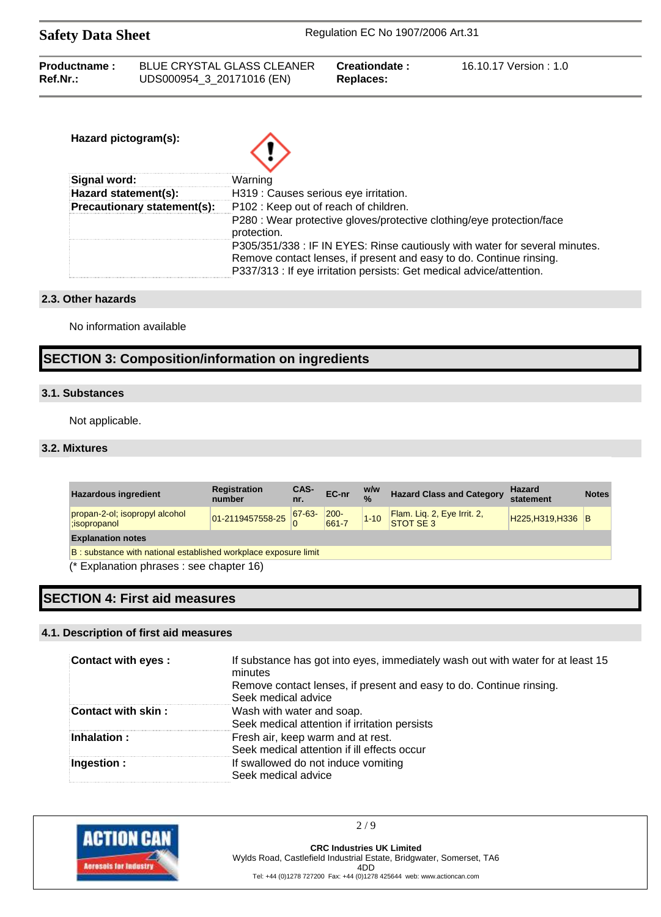**Hazard pictogram(s):**

| | |
|---|---|
| **Signal word:** | Warning |
| **Hazard statement(s):** | H319 : Causes serious eye irritation. |
| **Precautionary statement(s):** | P102 : Keep out of reach of children. |
| | P280 : Wear protective gloves/protective clothing/eye protection/face protection. |
| | P305/351/338 : IF IN EYES: Rinse cautiously with water for several minutes. Remove contact lenses, if present and easy to do. Continue rinsing. P337/313 : If eye irritation persists: Get medical advice/attention. |

### 2.3. Other hazards

No information available

## SECTION 3: Composition/information on ingredients

### 3.1. Substances

Not applicable.

### 3.2. Mixtures

| Hazardous ingredient | Registration number | CAS-nr. | EC-nr | w/w % | Hazard Class and Category | Hazard statement | Notes |
|---|---|---|---|---|---|---|---|
| propan-2-ol; isopropyl alcohol ;isopropanol | 01-2119457558-25 | 67-63-0 | 200-661-7 | 1-10 | Flam. Liq. 2, Eye Irrit. 2, STOT SE 3 | H225,H319,H336 | B |
| **Explanation notes** | | | | | | | |
| B : substance with national established workplace exposure limit | | | | | | | |

(* Explanation phrases : see chapter 16)

## SECTION 4: First aid measures

### 4.1. Description of first aid measures

| | |
|---|---|
| **Contact with eyes :** | If substance has got into eyes, immediately wash out with water for at least 15 minutes<br>Remove contact lenses, if present and easy to do. Continue rinsing.<br>Seek medical advice |
| **Contact with skin :** | Wash with water and soap.<br>Seek medical attention if irritation persists |
| **Inhalation :** | Fresh air, keep warm and at rest.<br>Seek medical attention if ill effects occur |
| **Ingestion :** | If swallowed do not induce vomiting<br>Seek medical advice |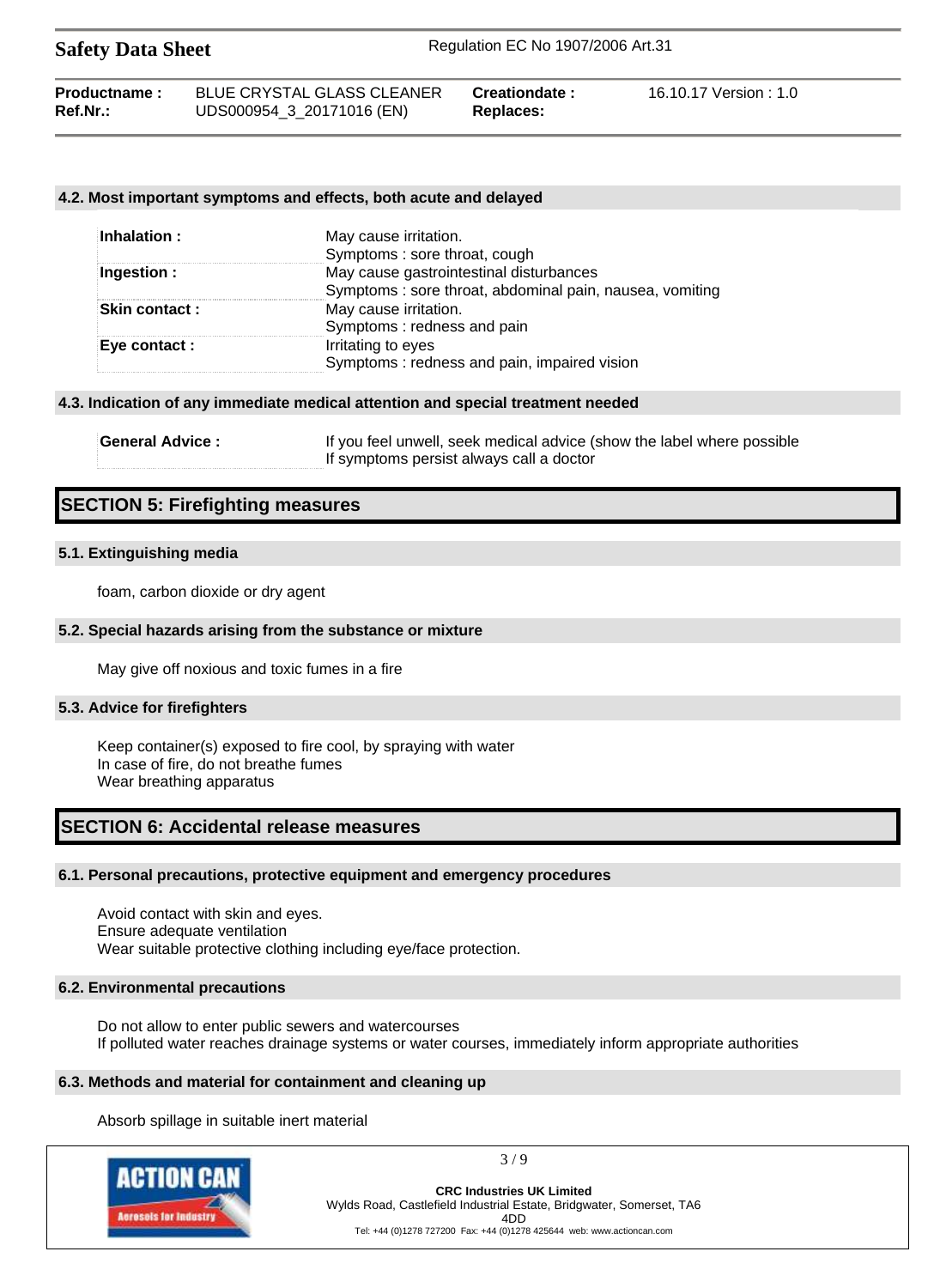### 4.2. Most important symptoms and effects, both acute and delayed

| | |
|---|---|
| **Inhalation :** | May cause irritation.<br>Symptoms : sore throat, cough |
| **Ingestion :** | May cause gastrointestinal disturbances<br>Symptoms : sore throat, abdominal pain, nausea, vomiting |
| **Skin contact :** | May cause irritation.<br>Symptoms : redness and pain |
| **Eye contact :** | Irritating to eyes<br>Symptoms : redness and pain, impaired vision |

### 4.3. Indication of any immediate medical attention and special treatment needed

| | |
|---|---|
| **General Advice :** | If you feel unwell, seek medical advice (show the label where possible<br>If symptoms persist always call a doctor |

## SECTION 5: Firefighting measures

### 5.1. Extinguishing media

foam, carbon dioxide or dry agent

### 5.2. Special hazards arising from the substance or mixture

May give off noxious and toxic fumes in a fire

### 5.3. Advice for firefighters

Keep container(s) exposed to fire cool, by spraying with water
In case of fire, do not breathe fumes
Wear breathing apparatus

## SECTION 6: Accidental release measures

### 6.1. Personal precautions, protective equipment and emergency procedures

Avoid contact with skin and eyes.
Ensure adequate ventilation
Wear suitable protective clothing including eye/face protection.

### 6.2. Environmental precautions

Do not allow to enter public sewers and watercourses
If polluted water reaches drainage systems or water courses, immediately inform appropriate authorities

### 6.3. Methods and material for containment and cleaning up

Absorb spillage in suitable inert material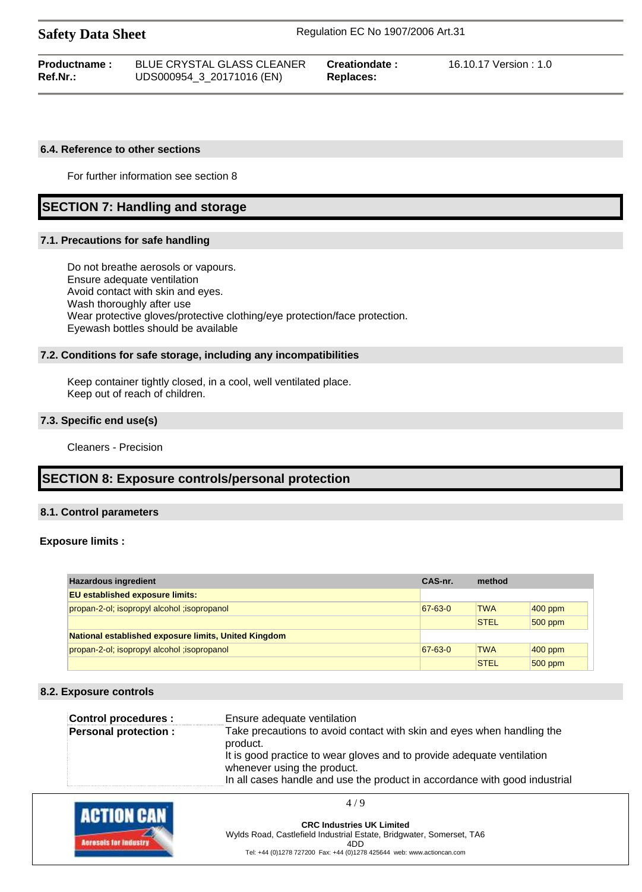### 6.4. Reference to other sections

For further information see section 8

## SECTION 7: Handling and storage

### 7.1. Precautions for safe handling

Do not breathe aerosols or vapours.
Ensure adequate ventilation
Avoid contact with skin and eyes.
Wash thoroughly after use
Wear protective gloves/protective clothing/eye protection/face protection.
Eyewash bottles should be available

### 7.2. Conditions for safe storage, including any incompatibilities

Keep container tightly closed, in a cool, well ventilated place.
Keep out of reach of children.

### 7.3. Specific end use(s)

Cleaners - Precision

## SECTION 8: Exposure controls/personal protection

### 8.1. Control parameters

**Exposure limits :**

| Hazardous ingredient | CAS-nr. | method | |
|---|---|---|---|
| **EU established exposure limits:** | | | |
| propan-2-ol; isopropyl alcohol ;isopropanol | 67-63-0 | TWA | 400 ppm |
| | | STEL | 500 ppm |
| **National established exposure limits, United Kingdom** | | | |
| propan-2-ol; isopropyl alcohol ;isopropanol | 67-63-0 | TWA | 400 ppm |
| | | STEL | 500 ppm |

### 8.2. Exposure controls

| | |
|---|---|
| **Control procedures :** | Ensure adequate ventilation |
| **Personal protection :** | Take precautions to avoid contact with skin and eyes when handling the product. It is good practice to wear gloves and to provide adequate ventilation whenever using the product. In all cases handle and use the product in accordance with good industrial |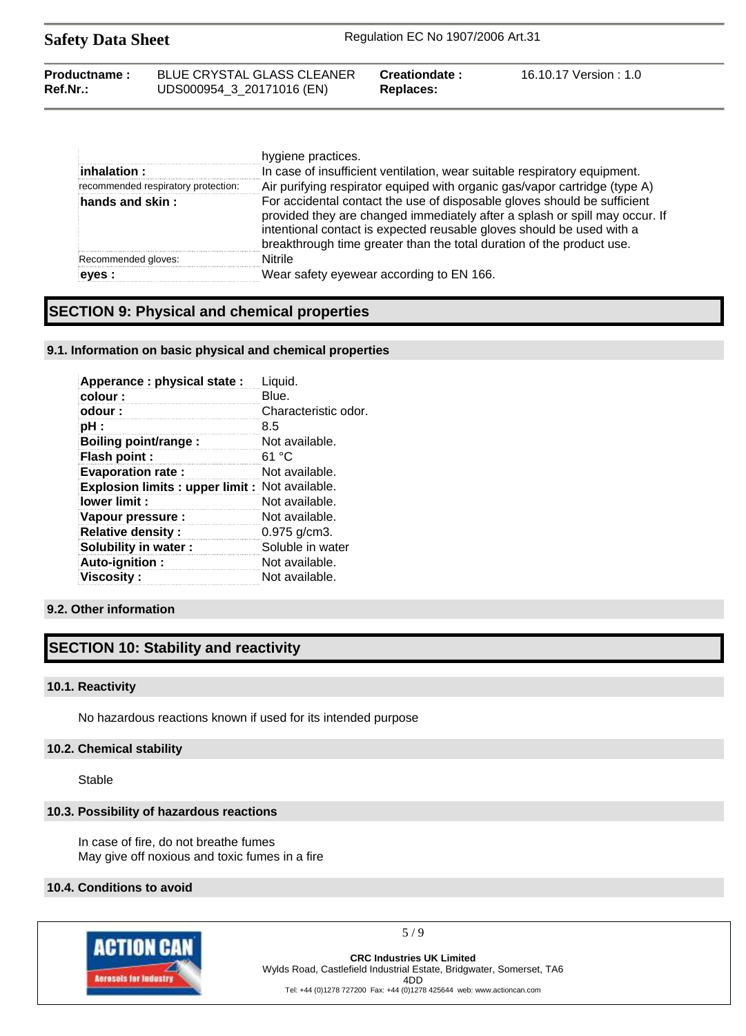| | |
|---|---|
| | hygiene practices. |
| **inhalation :** | In case of insufficient ventilation, wear suitable respiratory equipment. |
| recommended respiratory protection: | Air purifying respirator equiped with organic gas/vapor cartridge (type A) |
| **hands and skin :** | For accidental contact the use of disposable gloves should be sufficient provided they are changed immediately after a splash or spill may occur. If intentional contact is expected reusable gloves should be used with a breakthrough time greater than the total duration of the product use. |
| Recommended gloves: | Nitrile |
| **eyes :** | Wear safety eyewear according to EN 166. |

## SECTION 9: Physical and chemical properties

### 9.1. Information on basic physical and chemical properties

| | |
|---|---|
| **Apperance : physical state :** | Liquid. |
| **colour :** | Blue. |
| **odour :** | Characteristic odor. |
| **pH :** | 8.5 |
| **Boiling point/range :** | Not available. |
| **Flash point :** | 61 °C |
| **Evaporation rate :** | Not available. |
| **Explosion limits : upper limit :** | Not available. |
| **lower limit :** | Not available. |
| **Vapour pressure :** | Not available. |
| **Relative density :** | 0.975 g/cm3. |
| **Solubility in water :** | Soluble in water |
| **Auto-ignition :** | Not available. |
| **Viscosity :** | Not available. |

### 9.2. Other information

## SECTION 10: Stability and reactivity

### 10.1. Reactivity

No hazardous reactions known if used for its intended purpose

### 10.2. Chemical stability

Stable

### 10.3. Possibility of hazardous reactions

In case of fire, do not breathe fumes
May give off noxious and toxic fumes in a fire

### 10.4. Conditions to avoid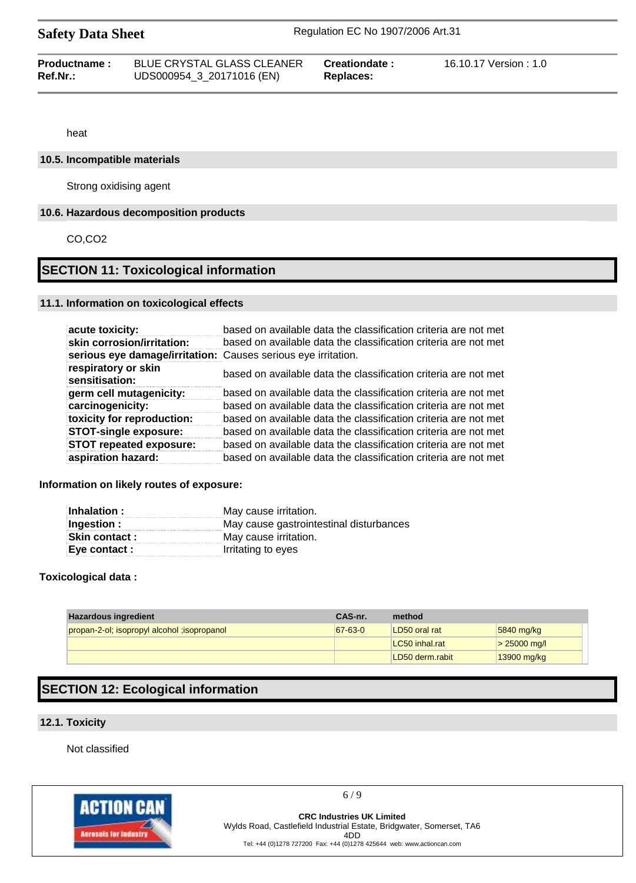heat

### 10.5. Incompatible materials

Strong oxidising agent

### 10.6. Hazardous decomposition products

CO,CO2

## SECTION 11: Toxicological information

### 11.1. Information on toxicological effects

| | |
|---|---|
| **acute toxicity:** | based on available data the classification criteria are not met |
| **skin corrosion/irritation:** | based on available data the classification criteria are not met |
| **serious eye damage/irritation:** | Causes serious eye irritation. |
| **respiratory or skin sensitisation:** | based on available data the classification criteria are not met |
| **germ cell mutagenicity:** | based on available data the classification criteria are not met |
| **carcinogenicity:** | based on available data the classification criteria are not met |
| **toxicity for reproduction:** | based on available data the classification criteria are not met |
| **STOT-single exposure:** | based on available data the classification criteria are not met |
| **STOT repeated exposure:** | based on available data the classification criteria are not met |
| **aspiration hazard:** | based on available data the classification criteria are not met |

**Information on likely routes of exposure:**

| | |
|---|---|
| **Inhalation :** | May cause irritation. |
| **Ingestion :** | May cause gastrointestinal disturbances |
| **Skin contact :** | May cause irritation. |
| **Eye contact :** | Irritating to eyes |

**Toxicological data :**

| Hazardous ingredient | CAS-nr. | method | |
|---|---|---|---|
| propan-2-ol; isopropyl alcohol ;isopropanol | 67-63-0 | LD50 oral rat | 5840 mg/kg |
| | | LC50 inhal.rat | > 25000 mg/l |
| | | LD50 derm.rabit | 13900 mg/kg |

## SECTION 12: Ecological information

### 12.1. Toxicity

Not classified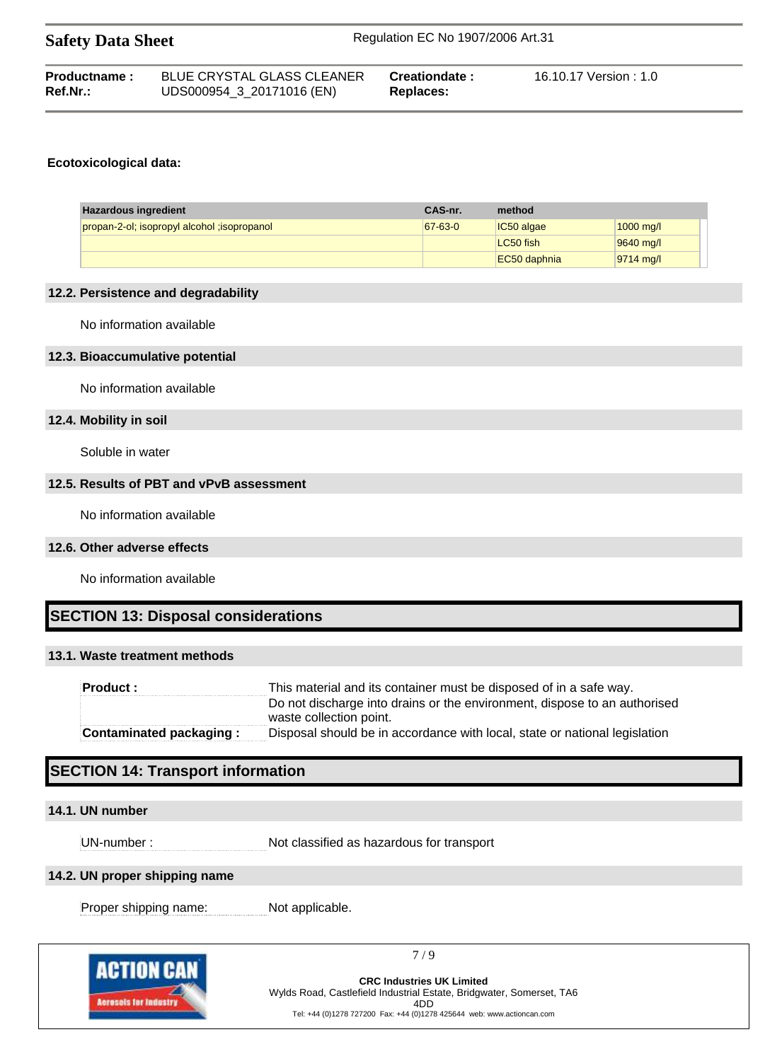**Ecotoxicological data:**

| Hazardous ingredient | CAS-nr. | method | |
|---|---|---|---|
| propan-2-ol; isopropyl alcohol ;isopropanol | 67-63-0 | IC50 algae | 1000 mg/l |
| | | LC50 fish | 9640 mg/l |
| | | EC50 daphnia | 9714 mg/l |

### 12.2. Persistence and degradability

No information available

### 12.3. Bioaccumulative potential

No information available

### 12.4. Mobility in soil

Soluble in water

### 12.5. Results of PBT and vPvB assessment

No information available

### 12.6. Other adverse effects

No information available

## SECTION 13: Disposal considerations

### 13.1. Waste treatment methods

| | |
|---|---|
| **Product :** | This material and its container must be disposed of in a safe way. Do not discharge into drains or the environment, dispose to an authorised waste collection point. |
| **Contaminated packaging :** | Disposal should be in accordance with local, state or national legislation |

## SECTION 14: Transport information

### 14.1. UN number

| | |
|---|---|
| UN-number : | Not classified as hazardous for transport |

### 14.2. UN proper shipping name

| | |
|---|---|
| Proper shipping name: | Not applicable. |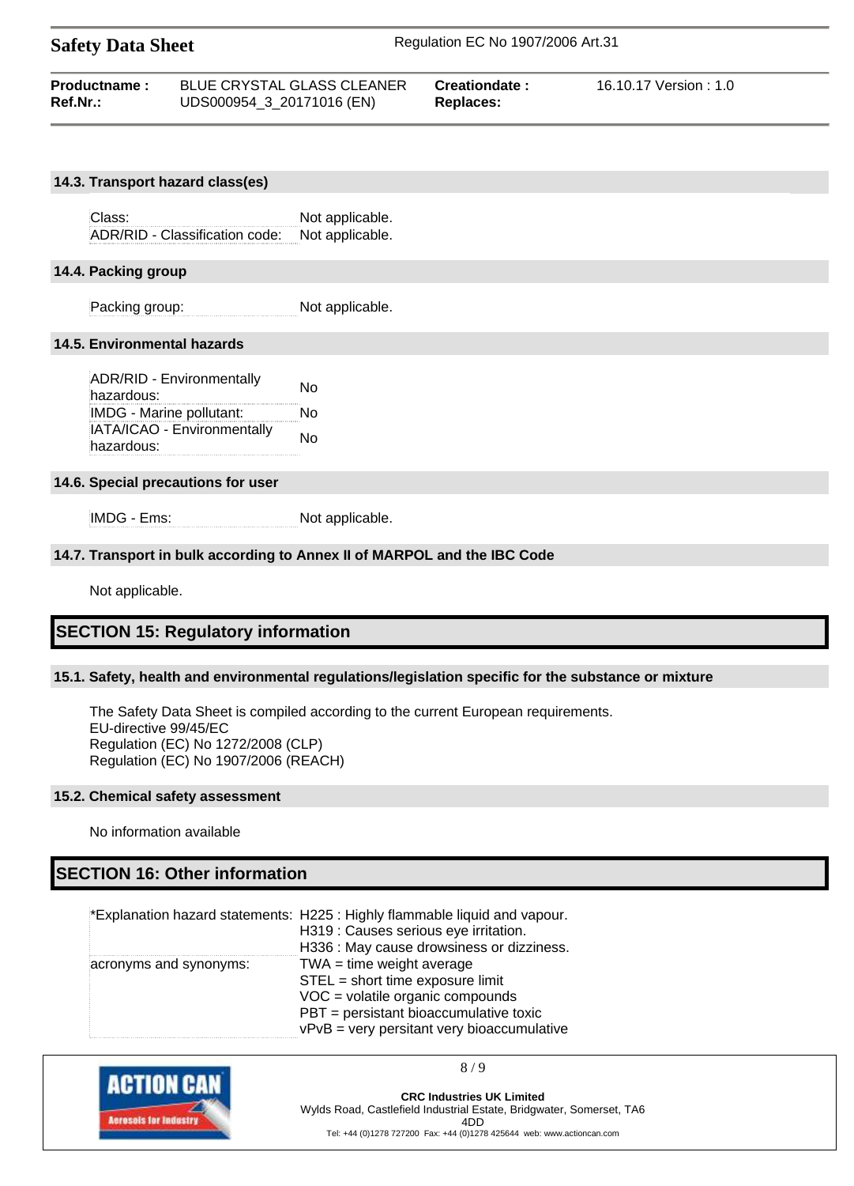### 14.3. Transport hazard class(es)

| | |
|---|---|
| Class: | Not applicable. |
| ADR/RID - Classification code: | Not applicable. |

### 14.4. Packing group

| | |
|---|---|
| Packing group: | Not applicable. |

### 14.5. Environmental hazards

| | |
|---|---|
| ADR/RID - Environmentally hazardous: | No |
| IMDG - Marine pollutant: | No |
| IATA/ICAO - Environmentally hazardous: | No |

### 14.6. Special precautions for user

| | |
|---|---|
| IMDG - Ems: | Not applicable. |

### 14.7. Transport in bulk according to Annex II of MARPOL and the IBC Code

Not applicable.

## SECTION 15: Regulatory information

### 15.1. Safety, health and environmental regulations/legislation specific for the substance or mixture

The Safety Data Sheet is compiled according to the current European requirements.
EU-directive 99/45/EC
Regulation (EC) No 1272/2008 (CLP)
Regulation (EC) No 1907/2006 (REACH)

### 15.2. Chemical safety assessment

No information available

## SECTION 16: Other information

| | |
|---|---|
| *Explanation hazard statements: | H225 : Highly flammable liquid and vapour.<br>H319 : Causes serious eye irritation.<br>H336 : May cause drowsiness or dizziness. |
| acronyms and synonyms: | TWA = time weight average<br>STEL = short time exposure limit<br>VOC = volatile organic compounds<br>PBT = persistant bioaccumulative toxic<br>vPvB = very persitant very bioaccumulative |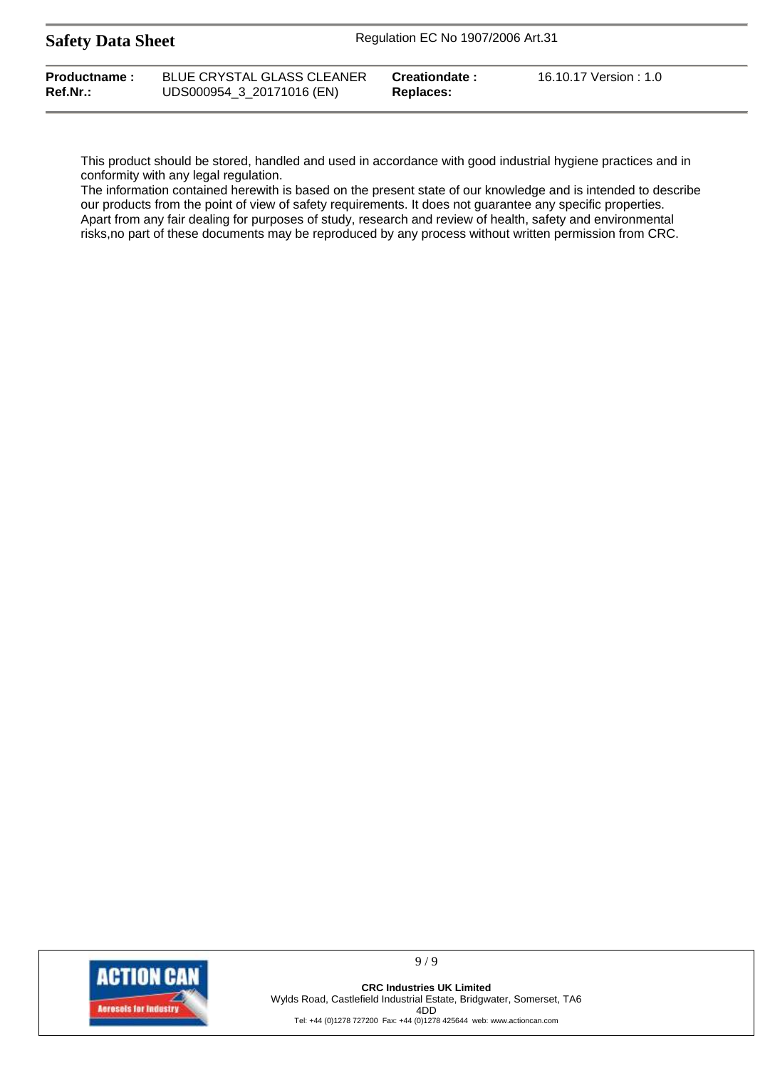This product should be stored, handled and used in accordance with good industrial hygiene practices and in conformity with any legal regulation.
The information contained herewith is based on the present state of our knowledge and is intended to describe our products from the point of view of safety requirements. It does not guarantee any specific properties.
Apart from any fair dealing for purposes of study, research and review of health, safety and environmental risks,no part of these documents may be reproduced by any process without written permission from CRC.